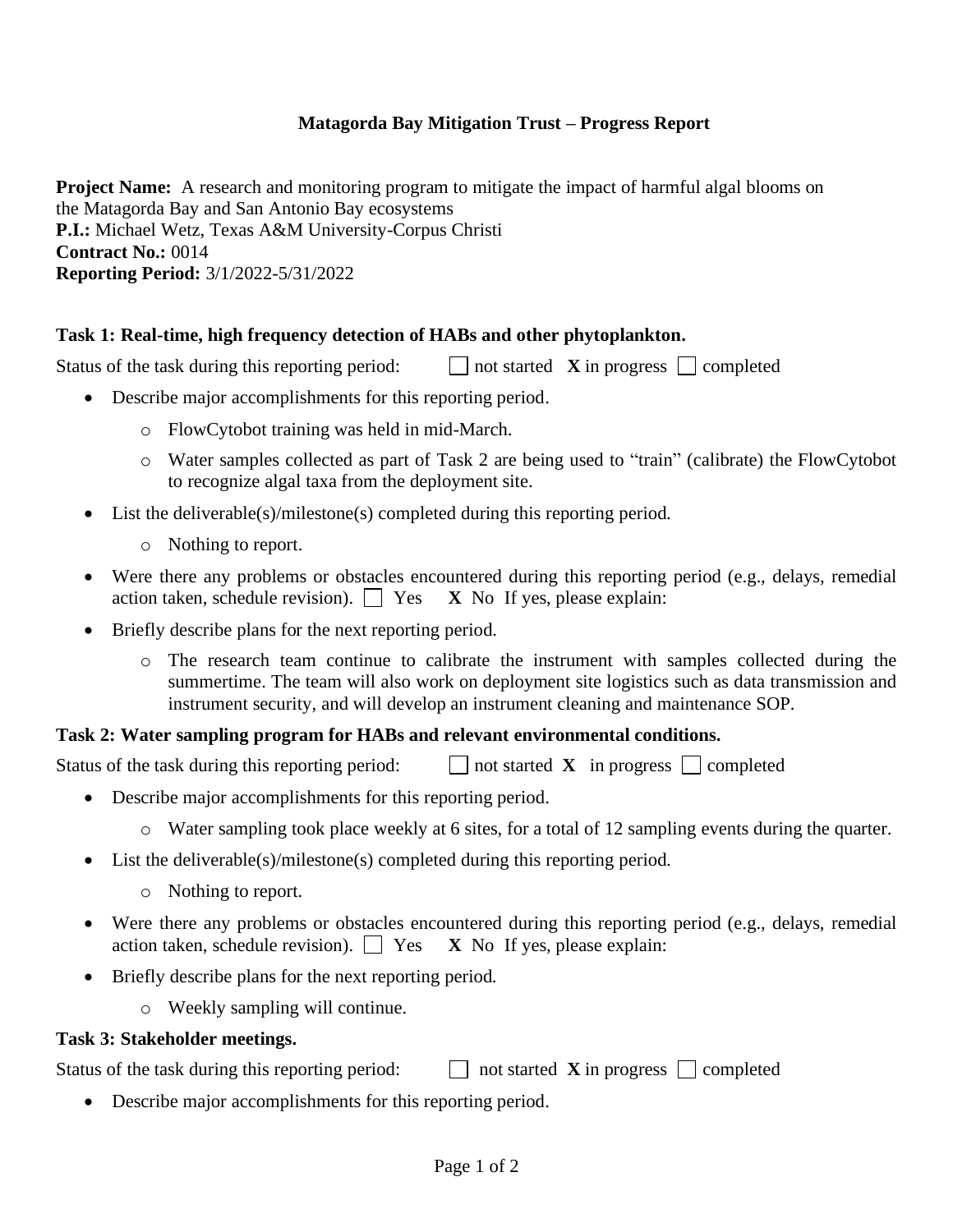**Matagorda Bay Mitigation Trust – Progress Report**

**Project Name:** A research and monitoring program to mitigate the impact of harmful algal blooms on the Matagorda Bay and San Antonio Bay ecosystems
**P.I.:** Michael Wetz, Texas A&M University-Corpus Christi
**Contract No.:** 0014
**Reporting Period:** 3/1/2022-5/31/2022

**Task 1: Real-time, high frequency detection of HABs and other phytoplankton.**

Status of the task during this reporting period: ☐ not started **X** in progress ☐ completed

- Describe major accomplishments for this reporting period.
  - FlowCytobot training was held in mid-March.
  - Water samples collected as part of Task 2 are being used to "train" (calibrate) the FlowCytobot to recognize algal taxa from the deployment site.
- List the deliverable(s)/milestone(s) completed during this reporting period.
  - Nothing to report.
- Were there any problems or obstacles encountered during this reporting period (e.g., delays, remedial action taken, schedule revision). ☐ Yes **X** No If yes, please explain:
- Briefly describe plans for the next reporting period.
  - The research team continue to calibrate the instrument with samples collected during the summertime. The team will also work on deployment site logistics such as data transmission and instrument security, and will develop an instrument cleaning and maintenance SOP.

**Task 2: Water sampling program for HABs and relevant environmental conditions.**

Status of the task during this reporting period: ☐ not started **X** in progress ☐ completed

- Describe major accomplishments for this reporting period.
  - Water sampling took place weekly at 6 sites, for a total of 12 sampling events during the quarter.
- List the deliverable(s)/milestone(s) completed during this reporting period.
  - Nothing to report.
- Were there any problems or obstacles encountered during this reporting period (e.g., delays, remedial action taken, schedule revision). ☐ Yes **X** No If yes, please explain:
- Briefly describe plans for the next reporting period.
  - Weekly sampling will continue.

**Task 3: Stakeholder meetings.**

Status of the task during this reporting period: ☐ not started **X** in progress ☐ completed

- Describe major accomplishments for this reporting period.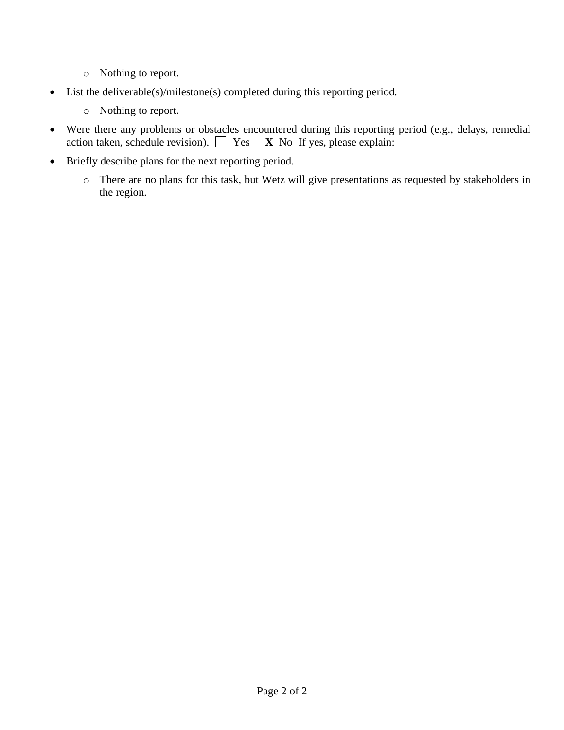- Nothing to report.

- List the deliverable(s)/milestone(s) completed during this reporting period.
  - Nothing to report.

- Were there any problems or obstacles encountered during this reporting period (e.g., delays, remedial action taken, schedule revision). ☐ Yes **X** No If yes, please explain:

- Briefly describe plans for the next reporting period.
  - There are no plans for this task, but Wetz will give presentations as requested by stakeholders in the region.